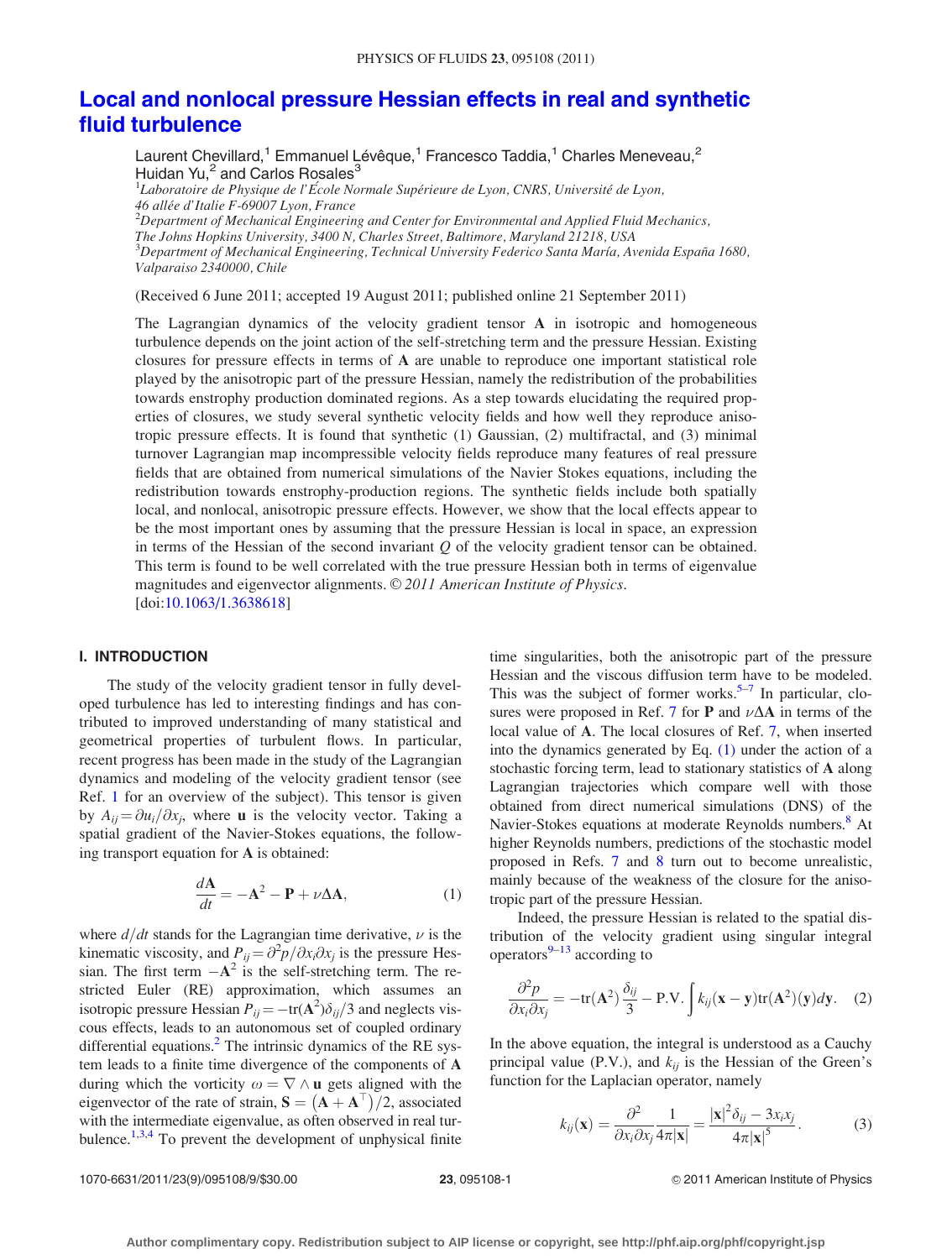# Local and nonlocal pressure Hessian effects in real and synthetic fluid turbulence

Laurent Chevillard,[1] Emmanuel Lévêque,[1] Francesco Taddia,[1] Charles Meneveau,[2] Huidan Yu,[2] and Carlos Rosales[3]

[1]Laboratoire de Physique de l'École Normale Supérieure de Lyon, CNRS, Université de Lyon, 46 allée d'Italie F-69007 Lyon, France
[2]Department of Mechanical Engineering and Center for Environmental and Applied Fluid Mechanics, The Johns Hopkins University, 3400 N, Charles Street, Baltimore, Maryland 21218, USA
[3]Department of Mechanical Engineering, Technical University Federico Santa María, Avenida España 1680, Valparaiso 2340000, Chile

(Received 6 June 2011; accepted 19 August 2011; published online 21 September 2011)

The Lagrangian dynamics of the velocity gradient tensor **A** in isotropic and homogeneous turbulence depends on the joint action of the self-stretching term and the pressure Hessian. Existing closures for pressure effects in terms of **A** are unable to reproduce one important statistical role played by the anisotropic part of the pressure Hessian, namely the redistribution of the probabilities towards enstrophy production dominated regions. As a step towards elucidating the required properties of closures, we study several synthetic velocity fields and how well they reproduce anisotropic pressure effects. It is found that synthetic (1) Gaussian, (2) multifractal, and (3) minimal turnover Lagrangian map incompressible velocity fields reproduce many features of real pressure fields that are obtained from numerical simulations of the Navier Stokes equations, including the redistribution towards enstrophy-production regions. The synthetic fields include both spatially local, and nonlocal, anisotropic pressure effects. However, we show that the local effects appear to be the most important ones by assuming that the pressure Hessian is local in space, an expression in terms of the Hessian of the second invariant $Q$ of the velocity gradient tensor can be obtained. This term is found to be well correlated with the true pressure Hessian both in terms of eigenvalue magnitudes and eigenvector alignments. © *2011 American Institute of Physics*. [doi:10.1063/1.3638618]

## I. INTRODUCTION

The study of the velocity gradient tensor in fully developed turbulence has led to interesting findings and has contributed to improved understanding of many statistical and geometrical properties of turbulent flows. In particular, recent progress has been made in the study of the Lagrangian dynamics and modeling of the velocity gradient tensor (see Ref. 1 for an overview of the subject). This tensor is given by $A_{ij} = \partial u_i / \partial x_j$, where **u** is the velocity vector. Taking a spatial gradient of the Navier-Stokes equations, the following transport equation for **A** is obtained:

$$\frac{d\mathbf{A}}{dt} = -\mathbf{A}^2 - \mathbf{P} + \nu \Delta \mathbf{A}, \tag{1}$$

where $d/dt$ stands for the Lagrangian time derivative, $\nu$ is the kinematic viscosity, and $P_{ij} = \partial^2 p / \partial x_i \partial x_j$ is the pressure Hessian. The first term $-\mathbf{A}^2$ is the self-stretching term. The restricted Euler (RE) approximation, which assumes an isotropic pressure Hessian $P_{ij} = -\mathrm{tr}(\mathbf{A}^2)\delta_{ij}/3$ and neglects viscous effects, leads to an autonomous set of coupled ordinary differential equations.[2] The intrinsic dynamics of the RE system leads to a finite time divergence of the components of **A** during which the vorticity $\omega = \nabla \wedge \mathbf{u}$ gets aligned with the eigenvector of the rate of strain, $\mathbf{S} = \left(\mathbf{A} + \mathbf{A}^\top\right)/2$, associated with the intermediate eigenvalue, as often observed in real turbulence.[1,3,4] To prevent the development of unphysical finite time singularities, both the anisotropic part of the pressure Hessian and the viscous diffusion term have to be modeled. This was the subject of former works.[5–7] In particular, closures were proposed in Ref. 7 for **P** and $\nu \Delta \mathbf{A}$ in terms of the local value of **A**. The local closures of Ref. 7, when inserted into the dynamics generated by Eq. (1) under the action of a stochastic forcing term, lead to stationary statistics of **A** along Lagrangian trajectories which compare well with those obtained from direct numerical simulations (DNS) of the Navier-Stokes equations at moderate Reynolds numbers.[8] At higher Reynolds numbers, predictions of the stochastic model proposed in Refs. 7 and 8 turn out to become unrealistic, mainly because of the weakness of the closure for the anisotropic part of the pressure Hessian.

Indeed, the pressure Hessian is related to the spatial distribution of the velocity gradient using singular integral operators[9–13] according to

$$\frac{\partial^2 p}{\partial x_i \partial x_j} = -\mathrm{tr}(\mathbf{A}^2)\frac{\delta_{ij}}{3} - \mathrm{P.V.}\int k_{ij}(\mathbf{x}-\mathbf{y})\mathrm{tr}(\mathbf{A}^2)(\mathbf{y})d\mathbf{y}. \tag{2}$$

In the above equation, the integral is understood as a Cauchy principal value (P.V.), and $k_{ij}$ is the Hessian of the Green's function for the Laplacian operator, namely

$$k_{ij}(\mathbf{x}) = \frac{\partial^2}{\partial x_i \partial x_j}\frac{1}{4\pi|\mathbf{x}|} = \frac{|\mathbf{x}|^2\delta_{ij} - 3x_i x_j}{4\pi|\mathbf{x}|^5}. \tag{3}$$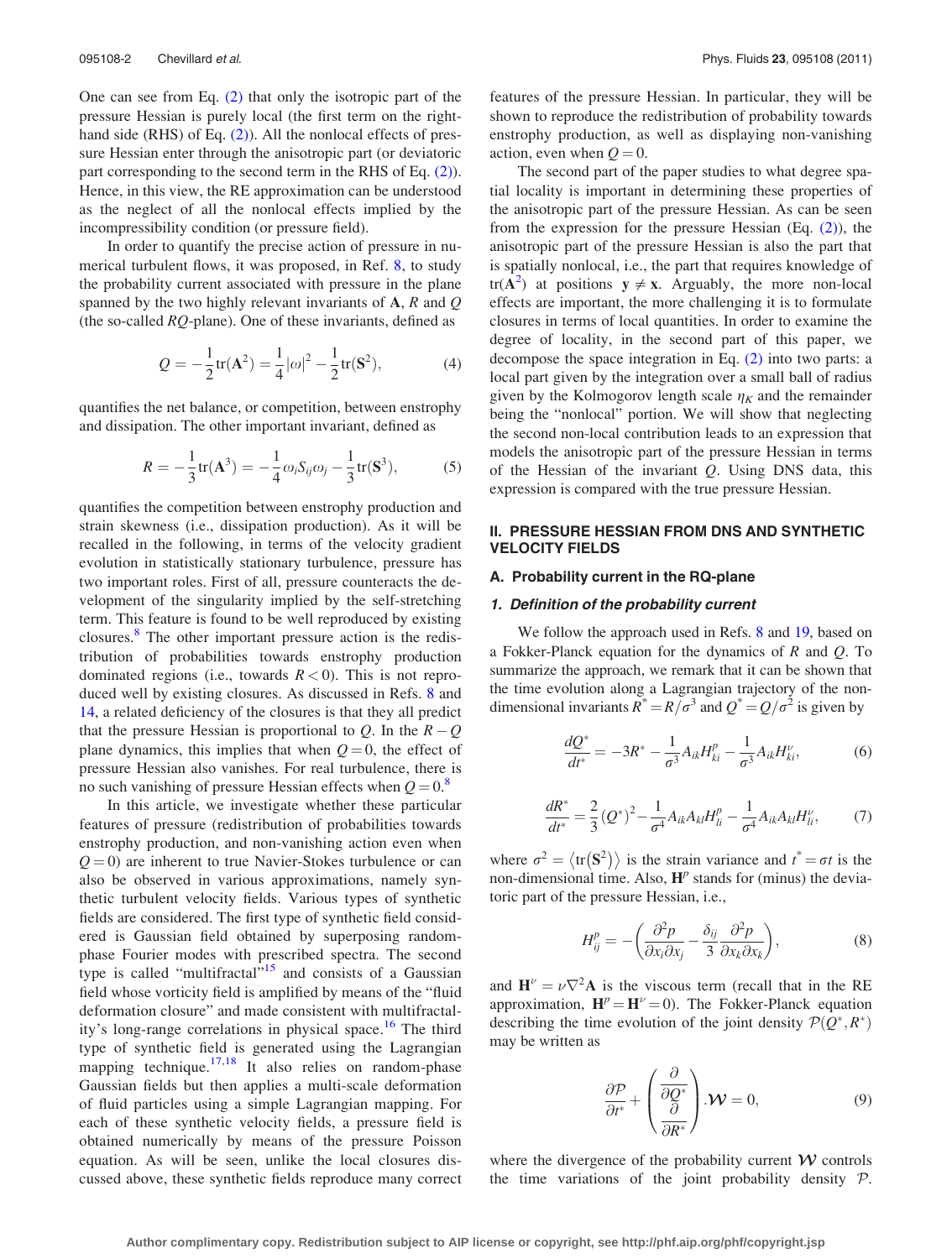One can see from Eq. (2) that only the isotropic part of the pressure Hessian is purely local (the first term on the right-hand side (RHS) of Eq. (2)). All the nonlocal effects of pressure Hessian enter through the anisotropic part (or deviatoric part corresponding to the second term in the RHS of Eq. (2)). Hence, in this view, the RE approximation can be understood as the neglect of all the nonlocal effects implied by the incompressibility condition (or pressure field).

In order to quantify the precise action of pressure in numerical turbulent flows, it was proposed, in Ref. 8, to study the probability current associated with pressure in the plane spanned by the two highly relevant invariants of $\mathbf{A}$, $R$ and $Q$ (the so-called $RQ$-plane). One of these invariants, defined as

$$Q = -\frac{1}{2}\mathrm{tr}(\mathbf{A}^2) = \frac{1}{4}|\omega|^2 - \frac{1}{2}\mathrm{tr}(\mathbf{S}^2), \tag{4}$$

quantifies the net balance, or competition, between enstrophy and dissipation. The other important invariant, defined as

$$R = -\frac{1}{3}\mathrm{tr}(\mathbf{A}^3) = -\frac{1}{4}\omega_i S_{ij}\omega_j - \frac{1}{3}\mathrm{tr}(\mathbf{S}^3), \tag{5}$$

quantifies the competition between enstrophy production and strain skewness (i.e., dissipation production). As it will be recalled in the following, in terms of the velocity gradient evolution in statistically stationary turbulence, pressure has two important roles. First of all, pressure counteracts the development of the singularity implied by the self-stretching term. This feature is found to be well reproduced by existing closures.[8] The other important pressure action is the redistribution of probabilities towards enstrophy production dominated regions (i.e., towards $R<0$). This is not reproduced well by existing closures. As discussed in Refs. 8 and 14, a related deficiency of the closures is that they all predict that the pressure Hessian is proportional to $Q$. In the $R-Q$ plane dynamics, this implies that when $Q=0$, the effect of pressure Hessian also vanishes. For real turbulence, there is no such vanishing of pressure Hessian effects when $Q=0$.[8]

In this article, we investigate whether these particular features of pressure (redistribution of probabilities towards enstrophy production, and non-vanishing action even when $Q=0$) are inherent to true Navier-Stokes turbulence or can also be observed in various approximations, namely synthetic turbulent velocity fields. Various types of synthetic fields are considered. The first type of synthetic field considered is Gaussian field obtained by superposing random-phase Fourier modes with prescribed spectra. The second type is called "multifractal"[15] and consists of a Gaussian field whose vorticity field is amplified by means of the "fluid deformation closure" and made consistent with multifractality's long-range correlations in physical space.[16] The third type of synthetic field is generated using the Lagrangian mapping technique.[17,18] It also relies on random-phase Gaussian fields but then applies a multi-scale deformation of fluid particles using a simple Lagrangian mapping. For each of these synthetic velocity fields, a pressure field is obtained numerically by means of the pressure Poisson equation. As will be seen, unlike the local closures discussed above, these synthetic fields reproduce many correct features of the pressure Hessian. In particular, they will be shown to reproduce the redistribution of probability towards enstrophy production, as well as displaying non-vanishing action, even when $Q=0$.

The second part of the paper studies to what degree spatial locality is important in determining these properties of the anisotropic part of the pressure Hessian. As can be seen from the expression for the pressure Hessian (Eq. (2)), the anisotropic part of the pressure Hessian is also the part that is spatially nonlocal, i.e., the part that requires knowledge of $\mathrm{tr}(\mathbf{A}^2)$ at positions $\mathbf{y}\neq\mathbf{x}$. Arguably, the more non-local effects are important, the more challenging it is to formulate closures in terms of local quantities. In order to examine the degree of locality, in the second part of this paper, we decompose the space integration in Eq. (2) into two parts: a local part given by the integration over a small ball of radius given by the Kolmogorov length scale $\eta_K$ and the remainder being the "nonlocal" portion. We will show that neglecting the second non-local contribution leads to an expression that models the anisotropic part of the pressure Hessian in terms of the Hessian of the invariant $Q$. Using DNS data, this expression is compared with the true pressure Hessian.

## II. PRESSURE HESSIAN FROM DNS AND SYNTHETIC VELOCITY FIELDS

### A. Probability current in the RQ-plane

#### *1. Definition of the probability current*

We follow the approach used in Refs. 8 and 19, based on a Fokker-Planck equation for the dynamics of $R$ and $Q$. To summarize the approach, we remark that it can be shown that the time evolution along a Lagrangian trajectory of the non-dimensional invariants $R^*=R/\sigma^3$ and $Q^*=Q/\sigma^2$ is given by

$$\frac{dQ^*}{dt^*} = -3R^* - \frac{1}{\sigma^3}A_{ik}H^p_{ki} - \frac{1}{\sigma^3}A_{ik}H^\nu_{ki}, \tag{6}$$

$$\frac{dR^*}{dt^*} = \frac{2}{3}(Q^*)^2 - \frac{1}{\sigma^4}A_{ik}A_{kl}H^p_{li} - \frac{1}{\sigma^4}A_{ik}A_{kl}H^\nu_{li}, \tag{7}$$

where $\sigma^2=\langle\mathrm{tr}(\mathbf{S}^2)\rangle$ is the strain variance and $t^*=\sigma t$ is the non-dimensional time. Also, $\mathbf{H}^p$ stands for (minus) the deviatoric part of the pressure Hessian, i.e.,

$$H^p_{ij} = -\left(\frac{\partial^2 p}{\partial x_i\partial x_j} - \frac{\delta_{ij}}{3}\frac{\partial^2 p}{\partial x_k\partial x_k}\right), \tag{8}$$

and $\mathbf{H}^\nu=\nu\nabla^2\mathbf{A}$ is the viscous term (recall that in the RE approximation, $\mathbf{H}^p=\mathbf{H}^\nu=0$). The Fokker-Planck equation describing the time evolution of the joint density $\mathcal{P}(Q^*,R^*)$ may be written as

$$\frac{\partial\mathcal{P}}{\partial t^*} + \begin{pmatrix}\dfrac{\partial}{\partial Q^*}\\ \dfrac{\partial}{\partial R^*}\end{pmatrix}.\boldsymbol{\mathcal{W}} = 0, \tag{9}$$

where the divergence of the probability current $\boldsymbol{\mathcal{W}}$ controls the time variations of the joint probability density $\mathcal{P}$.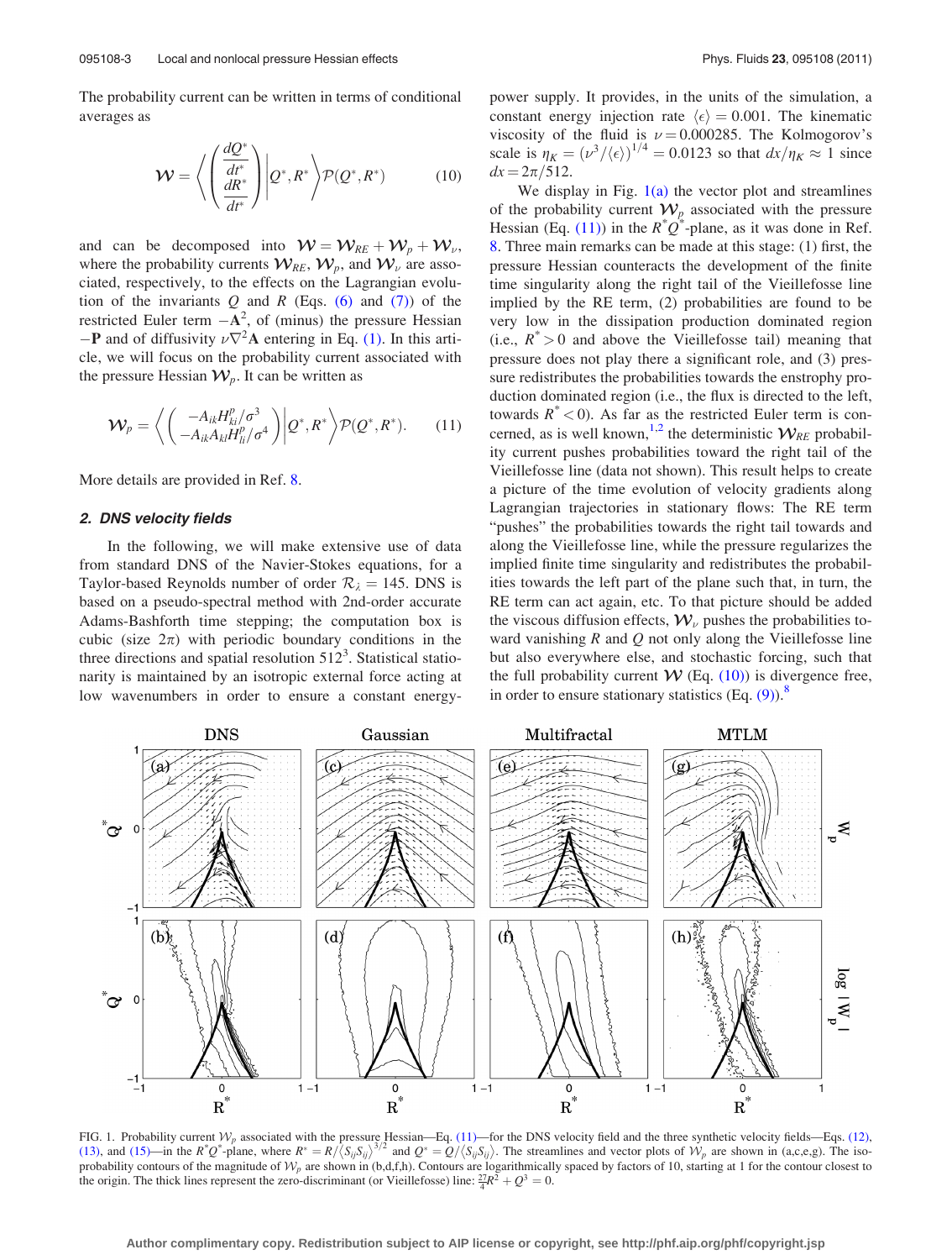The probability current can be written in terms of conditional averages as

$$\mathcal{W} = \left\langle \begin{pmatrix} \frac{dQ^*}{dt^*} \\ \frac{dR^*}{dt^*} \end{pmatrix} \middle| Q^*, R^* \right\rangle \mathcal{P}(Q^*, R^*) \tag{10}$$

and can be decomposed into $\mathcal{W} = \mathcal{W}_{RE} + \mathcal{W}_p + \mathcal{W}_\nu$, where the probability currents $\mathcal{W}_{RE}$, $\mathcal{W}_p$, and $\mathcal{W}_\nu$ are associated, respectively, to the effects on the Lagrangian evolution of the invariants $Q$ and $R$ (Eqs. (6) and (7)) of the restricted Euler term $-\mathbf{A}^2$, of (minus) the pressure Hessian $-\mathbf{P}$ and of diffusivity $\nu\nabla^2\mathbf{A}$ entering in Eq. (1). In this article, we will focus on the probability current associated with the pressure Hessian $\mathcal{W}_p$. It can be written as

$$\mathcal{W}_p = \left\langle \begin{pmatrix} -A_{ik}H^p_{ki}/\sigma^3 \\ -A_{ik}A_{kl}H^p_{li}/\sigma^4 \end{pmatrix} \middle| Q^*, R^* \right\rangle \mathcal{P}(Q^*, R^*). \tag{11}$$

More details are provided in Ref. 8.

### 2. DNS velocity fields

In the following, we will make extensive use of data from standard DNS of the Navier-Stokes equations, for a Taylor-based Reynolds number of order $\mathcal{R}_\lambda = 145$. DNS is based on a pseudo-spectral method with 2nd-order accurate Adams-Bashforth time stepping; the computation box is cubic (size $2\pi$) with periodic boundary conditions in the three directions and spatial resolution $512^3$. Statistical stationarity is maintained by an isotropic external force acting at low wavenumbers in order to ensure a constant energy-power supply. It provides, in the units of the simulation, a constant energy injection rate $\langle\epsilon\rangle = 0.001$. The kinematic viscosity of the fluid is $\nu = 0.000285$. The Kolmogorov's scale is $\eta_K = (\nu^3/\langle\epsilon\rangle)^{1/4} = 0.0123$ so that $dx/\eta_K \approx 1$ since $dx = 2\pi/512$.

We display in Fig. 1(a) the vector plot and streamlines of the probability current $\mathcal{W}_p$ associated with the pressure Hessian (Eq. (11)) in the $R^*Q^*$-plane, as it was done in Ref. 8. Three main remarks can be made at this stage: (1) first, the pressure Hessian counteracts the development of the finite time singularity along the right tail of the Vieillefosse line implied by the RE term, (2) probabilities are found to be very low in the dissipation production dominated region (i.e., $R^* > 0$ and above the Vieillefosse tail) meaning that pressure does not play there a significant role, and (3) pressure redistributes the probabilities towards the enstrophy production dominated region (i.e., the flux is directed to the left, towards $R^* < 0$). As far as the restricted Euler term is concerned, as is well known,[1,2] the deterministic $\mathcal{W}_{RE}$ probability current pushes probabilities toward the right tail of the Vieillefosse line (data not shown). This result helps to create a picture of the time evolution of velocity gradients along Lagrangian trajectories in stationary flows: The RE term "pushes" the probabilities towards the right tail towards and along the Vieillefosse line, while the pressure regularizes the implied finite time singularity and redistributes the probabilities towards the left part of the plane such that, in turn, the RE term can act again, etc. To that picture should be added the viscous diffusion effects, $\mathcal{W}_\nu$ pushes the probabilities toward vanishing $R$ and $Q$ not only along the Vieillefosse line but also everywhere else, and stochastic forcing, such that the full probability current $\mathcal{W}$ (Eq. (10)) is divergence free, in order to ensure stationary statistics (Eq. (9)).[8]

FIG. 1. Probability current $\mathcal{W}_p$ associated with the pressure Hessian—Eq. (11)—for the DNS velocity field and the three synthetic velocity fields—Eqs. (12), (13), and (15)—in the $R^*Q^*$-plane, where $R^* = R/\langle S_{ij}S_{ij}\rangle^{3/2}$ and $Q^* = Q/\langle S_{ij}S_{ij}\rangle$. The streamlines and vector plots of $\mathcal{W}_p$ are shown in (a,c,e,g). The iso-probability contours of the magnitude of $\mathcal{W}_p$ are shown in (b,d,f,h). Contours are logarithmically spaced by factors of 10, starting at 1 for the contour closest to the origin. The thick lines represent the zero-discriminant (or Vieillefosse) line: $\frac{27}{4}R^2 + Q^3 = 0$.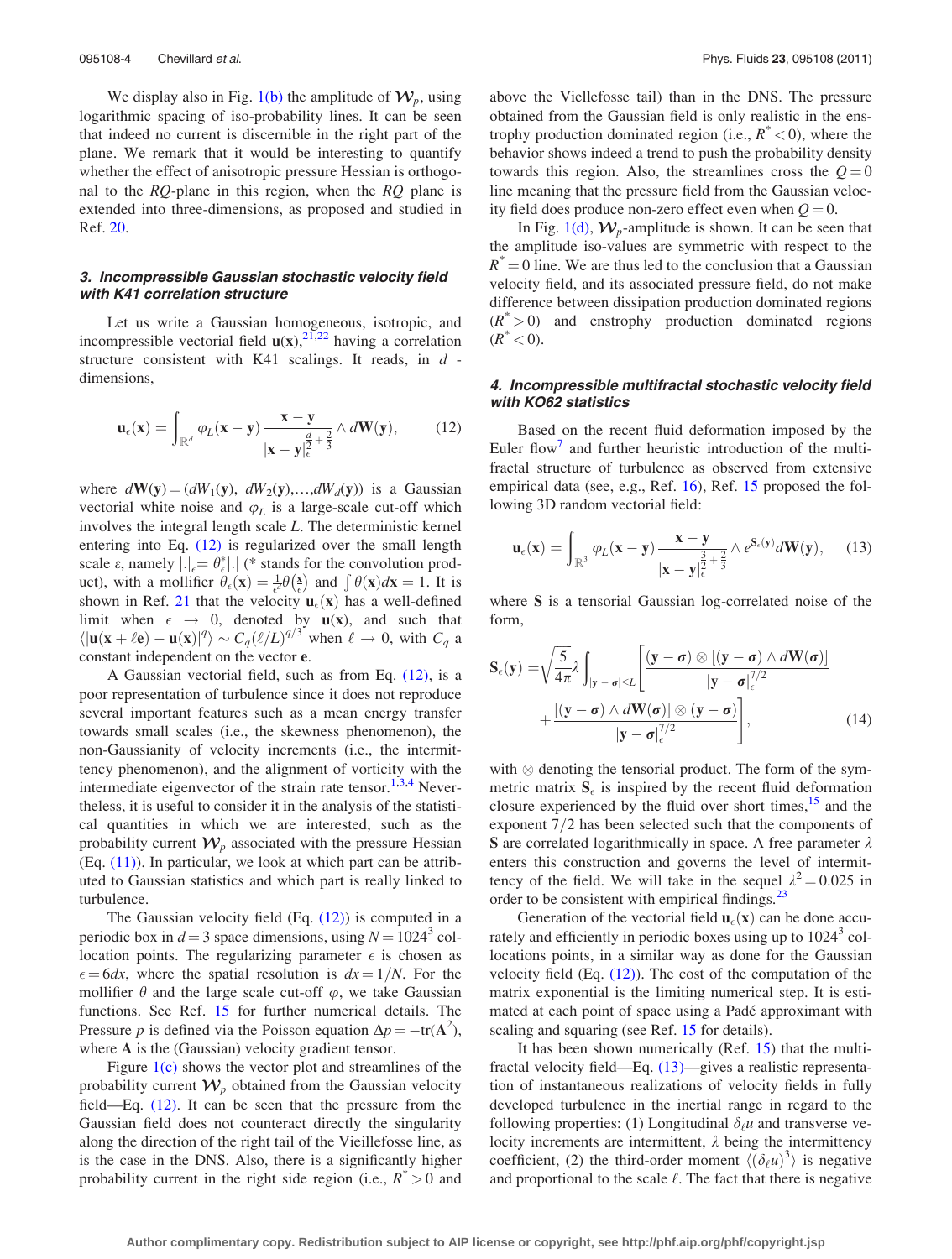We display also in Fig. 1(b) the amplitude of $\mathcal{W}_p$, using logarithmic spacing of iso-probability lines. It can be seen that indeed no current is discernible in the right part of the plane. We remark that it would be interesting to quantify whether the effect of anisotropic pressure Hessian is orthogonal to the $RQ$-plane in this region, when the $RQ$ plane is extended into three-dimensions, as proposed and studied in Ref. 20.

### 3. Incompressible Gaussian stochastic velocity field with K41 correlation structure

Let us write a Gaussian homogeneous, isotropic, and incompressible vectorial field $\mathbf{u}(\mathbf{x})$,[21,22] having a correlation structure consistent with K41 scalings. It reads, in $d$-dimensions,

$$\mathbf{u}_\epsilon(\mathbf{x}) = \int_{\mathbb{R}^d} \varphi_L(\mathbf{x}-\mathbf{y}) \frac{\mathbf{x}-\mathbf{y}}{|\mathbf{x}-\mathbf{y}|_\epsilon^{\frac{d}{2}+\frac{2}{3}}} \wedge d\mathbf{W}(\mathbf{y}), \tag{12}$$

where $d\mathbf{W}(\mathbf{y}) = (dW_1(\mathbf{y}), dW_2(\mathbf{y}),\ldots,dW_d(\mathbf{y}))$ is a Gaussian vectorial white noise and $\varphi_L$ is a large-scale cut-off which involves the integral length scale $L$. The deterministic kernel entering into Eq. (12) is regularized over the small length scale $\varepsilon$, namely $|.|_\epsilon = \theta_\epsilon^* |.|$ (* stands for the convolution product), with a mollifier $\theta_\epsilon(\mathbf{x}) = \frac{1}{\epsilon^d}\theta\left(\frac{\mathbf{x}}{\epsilon}\right)$ and $\int \theta(\mathbf{x}) d\mathbf{x} = 1$. It is shown in Ref. 21 that the velocity $\mathbf{u}_\epsilon(\mathbf{x})$ has a well-defined limit when $\epsilon \to 0$, denoted by $\mathbf{u}(\mathbf{x})$, and such that $\langle |\mathbf{u}(\mathbf{x}+\ell\mathbf{e}) - \mathbf{u}(\mathbf{x})|^q \rangle \sim C_q(\ell/L)^{q/3}$ when $\ell \to 0$, with $C_q$ a constant independent on the vector $\mathbf{e}$.

A Gaussian vectorial field, such as from Eq. (12), is a poor representation of turbulence since it does not reproduce several important features such as a mean energy transfer towards small scales (i.e., the skewness phenomenon), the non-Gaussianity of velocity increments (i.e., the intermittency phenomenon), and the alignment of vorticity with the intermediate eigenvector of the strain rate tensor.[1,3,4] Nevertheless, it is useful to consider it in the analysis of the statistical quantities in which we are interested, such as the probability current $\mathcal{W}_p$ associated with the pressure Hessian (Eq. (11)). In particular, we look at which part can be attributed to Gaussian statistics and which part is really linked to turbulence.

The Gaussian velocity field (Eq. (12)) is computed in a periodic box in $d = 3$ space dimensions, using $N = 1024^3$ collocation points. The regularizing parameter $\epsilon$ is chosen as $\epsilon = 6dx$, where the spatial resolution is $dx = 1/N$. For the mollifier $\theta$ and the large scale cut-off $\varphi$, we take Gaussian functions. See Ref. 15 for further numerical details. The Pressure $p$ is defined via the Poisson equation $\Delta p = -\mathrm{tr}(\mathbf{A}^2)$, where $\mathbf{A}$ is the (Gaussian) velocity gradient tensor.

Figure 1(c) shows the vector plot and streamlines of the probability current $\mathcal{W}_p$ obtained from the Gaussian velocity field—Eq. (12). It can be seen that the pressure from the Gaussian field does not counteract directly the singularity along the direction of the right tail of the Vieillefosse line, as is the case in the DNS. Also, there is a significantly higher probability current in the right side region (i.e., $R^* > 0$ and above the Viellefosse tail) than in the DNS. The pressure obtained from the Gaussian field is only realistic in the enstrophy production dominated region (i.e., $R^* < 0$), where the behavior shows indeed a trend to push the probability density towards this region. Also, the streamlines cross the $Q = 0$ line meaning that the pressure field from the Gaussian velocity field does produce non-zero effect even when $Q = 0$.

In Fig. 1(d), $\mathcal{W}_p$-amplitude is shown. It can be seen that the amplitude iso-values are symmetric with respect to the $R^* = 0$ line. We are thus led to the conclusion that a Gaussian velocity field, and its associated pressure field, do not make difference between dissipation production dominated regions ($R^* > 0$) and enstrophy production dominated regions ($R^* < 0$).

### 4. Incompressible multifractal stochastic velocity field with KO62 statistics

Based on the recent fluid deformation imposed by the Euler flow[7] and further heuristic introduction of the multifractal structure of turbulence as observed from extensive empirical data (see, e.g., Ref. 16), Ref. 15 proposed the following 3D random vectorial field:

$$\mathbf{u}_\epsilon(\mathbf{x}) = \int_{\mathbb{R}^3} \varphi_L(\mathbf{x}-\mathbf{y}) \frac{\mathbf{x}-\mathbf{y}}{|\mathbf{x}-\mathbf{y}|_\epsilon^{\frac{3}{2}+\frac{2}{3}}} \wedge e^{\mathbf{S}_\epsilon(\mathbf{y})} d\mathbf{W}(\mathbf{y}), \tag{13}$$

where $\mathbf{S}$ is a tensorial Gaussian log-correlated noise of the form,

$$\mathbf{S}_\epsilon(\mathbf{y}) = \sqrt{\frac{5}{4\pi}}\lambda \int_{|\mathbf{y}-\boldsymbol{\sigma}|\le L} \left[ \frac{(\mathbf{y}-\boldsymbol{\sigma}) \otimes [(\mathbf{y}-\boldsymbol{\sigma}) \wedge d\mathbf{W}(\boldsymbol{\sigma})]}{|\mathbf{y}-\boldsymbol{\sigma}|_\epsilon^{7/2}} + \frac{[(\mathbf{y}-\boldsymbol{\sigma}) \wedge d\mathbf{W}(\boldsymbol{\sigma})] \otimes (\mathbf{y}-\boldsymbol{\sigma})}{|\mathbf{y}-\boldsymbol{\sigma}|_\epsilon^{7/2}} \right], \tag{14}$$

with $\otimes$ denoting the tensorial product. The form of the symmetric matrix $\mathbf{S}_\epsilon$ is inspired by the recent fluid deformation closure experienced by the fluid over short times,[15] and the exponent $7/2$ has been selected such that the components of $\mathbf{S}$ are correlated logarithmically in space. A free parameter $\lambda$ enters this construction and governs the level of intermittency of the field. We will take in the sequel $\lambda^2 = 0.025$ in order to be consistent with empirical findings.[23]

Generation of the vectorial field $\mathbf{u}_\epsilon(\mathbf{x})$ can be done accurately and efficiently in periodic boxes using up to $1024^3$ collocations points, in a similar way as done for the Gaussian velocity field (Eq. (12)). The cost of the computation of the matrix exponential is the limiting numerical step. It is estimated at each point of space using a Padé approximant with scaling and squaring (see Ref. 15 for details).

It has been shown numerically (Ref. 15) that the multifractal velocity field—Eq. (13)—gives a realistic representation of instantaneous realizations of velocity fields in fully developed turbulence in the inertial range in regard to the following properties: (1) Longitudinal $\delta_\ell u$ and transverse velocity increments are intermittent, $\lambda$ being the intermittency coefficient, (2) the third-order moment $\langle (\delta_\ell u)^3 \rangle$ is negative and proportional to the scale $\ell$. The fact that there is negative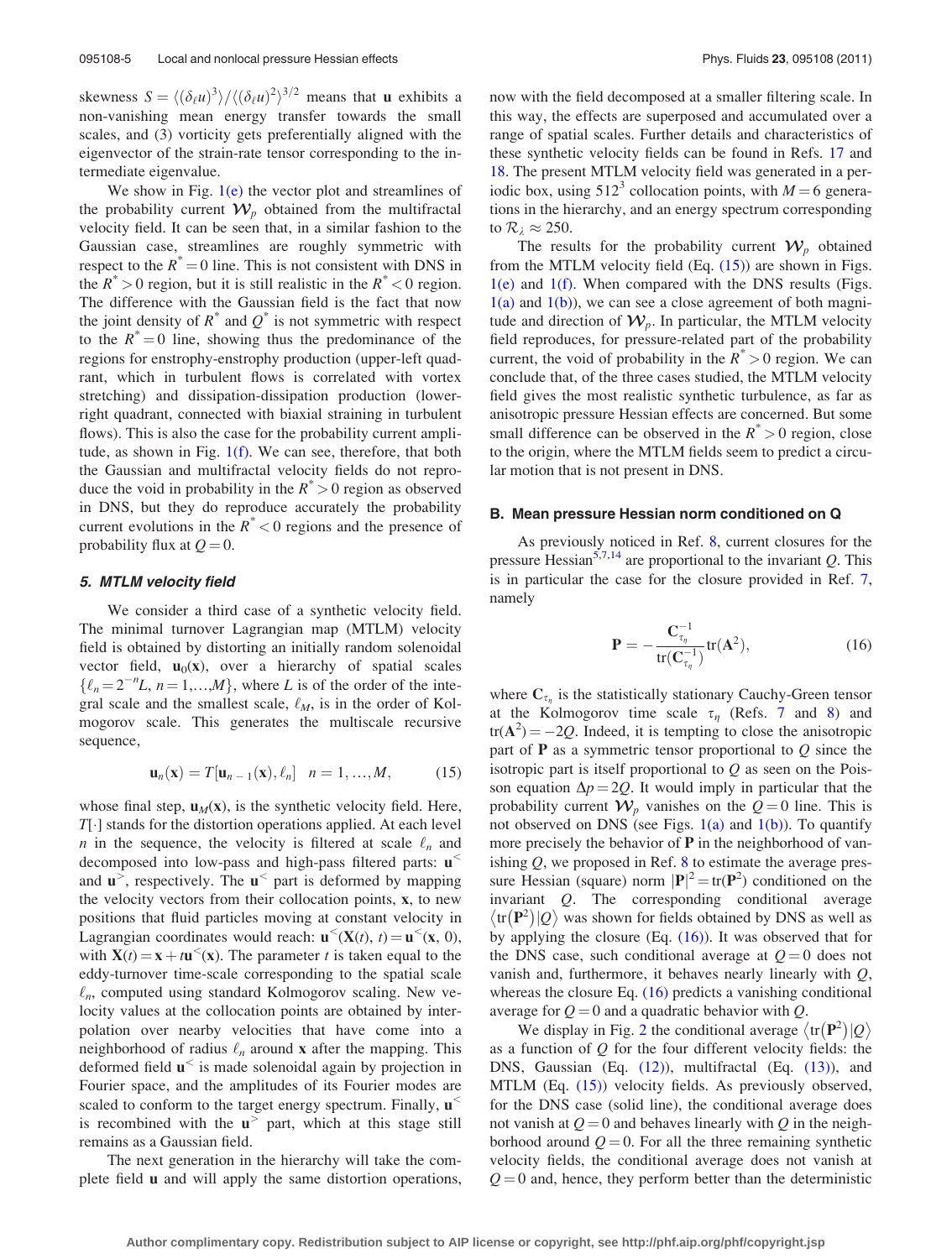skewness $S = \langle(\delta_\ell u)^3\rangle / \langle(\delta_\ell u)^2\rangle^{3/2}$ means that $\mathbf{u}$ exhibits a non-vanishing mean energy transfer towards the small scales, and (3) vorticity gets preferentially aligned with the eigenvector of the strain-rate tensor corresponding to the intermediate eigenvalue.

We show in Fig. 1(e) the vector plot and streamlines of the probability current $\boldsymbol{\mathcal{W}}_p$ obtained from the multifractal velocity field. It can be seen that, in a similar fashion to the Gaussian case, streamlines are roughly symmetric with respect to the $R^* = 0$ line. This is not consistent with DNS in the $R^* > 0$ region, but it is still realistic in the $R^* < 0$ region. The difference with the Gaussian field is the fact that now the joint density of $R^*$ and $Q^*$ is not symmetric with respect to the $R^* = 0$ line, showing thus the predominance of the regions for enstrophy-enstrophy production (upper-left quadrant, which in turbulent flows is correlated with vortex stretching) and dissipation-dissipation production (lower-right quadrant, connected with biaxial straining in turbulent flows). This is also the case for the probability current amplitude, as shown in Fig. 1(f). We can see, therefore, that both the Gaussian and multifractal velocity fields do not reproduce the void in probability in the $R^* > 0$ region as observed in DNS, but they do reproduce accurately the probability current evolutions in the $R^* < 0$ regions and the presence of probability flux at $Q = 0$.

#### 5. MTLM velocity field

We consider a third case of a synthetic velocity field. The minimal turnover Lagrangian map (MTLM) velocity field is obtained by distorting an initially random solenoidal vector field, $\mathbf{u}_0(\mathbf{x})$, over a hierarchy of spatial scales $\{\ell_n = 2^{-n}L, n = 1, \ldots, M\}$, where $L$ is of the order of the integral scale and the smallest scale, $\ell_M$, is in the order of Kolmogorov scale. This generates the multiscale recursive sequence,

$$\mathbf{u}_n(\mathbf{x}) = T[\mathbf{u}_{n-1}(\mathbf{x}), \ell_n] \quad n = 1, \ldots, M, \tag{15}$$

whose final step, $\mathbf{u}_M(\mathbf{x})$, is the synthetic velocity field. Here, $T[\cdot]$ stands for the distortion operations applied. At each level $n$ in the sequence, the velocity is filtered at scale $\ell_n$ and decomposed into low-pass and high-pass filtered parts: $\mathbf{u}^<$ and $\mathbf{u}^>$, respectively. The $\mathbf{u}^<$ part is deformed by mapping the velocity vectors from their collocation points, $\mathbf{x}$, to new positions that fluid particles moving at constant velocity in Lagrangian coordinates would reach: $\mathbf{u}^<(\mathbf{X}(t), t) = \mathbf{u}^<(\mathbf{x}, 0)$, with $\mathbf{X}(t) = \mathbf{x} + t\mathbf{u}^<(\mathbf{x})$. The parameter $t$ is taken equal to the eddy-turnover time-scale corresponding to the spatial scale $\ell_n$, computed using standard Kolmogorov scaling. New velocity values at the collocation points are obtained by interpolation over nearby velocities that have come into a neighborhood of radius $\ell_n$ around $\mathbf{x}$ after the mapping. This deformed field $\mathbf{u}^<$ is made solenoidal again by projection in Fourier space, and the amplitudes of its Fourier modes are scaled to conform to the target energy spectrum. Finally, $\mathbf{u}^<$ is recombined with the $\mathbf{u}^>$ part, which at this stage still remains as a Gaussian field.

The next generation in the hierarchy will take the complete field $\mathbf{u}$ and will apply the same distortion operations, now with the field decomposed at a smaller filtering scale. In this way, the effects are superposed and accumulated over a range of spatial scales. Further details and characteristics of these synthetic velocity fields can be found in Refs. 17 and 18. The present MTLM velocity field was generated in a periodic box, using $512^3$ collocation points, with $M = 6$ generations in the hierarchy, and an energy spectrum corresponding to $\mathcal{R}_\lambda \approx 250$.

The results for the probability current $\boldsymbol{\mathcal{W}}_p$ obtained from the MTLM velocity field (Eq. (15)) are shown in Figs. 1(e) and 1(f). When compared with the DNS results (Figs. 1(a) and 1(b)), we can see a close agreement of both magnitude and direction of $\boldsymbol{\mathcal{W}}_p$. In particular, the MTLM velocity field reproduces, for pressure-related part of the probability current, the void of probability in the $R^* > 0$ region. We can conclude that, of the three cases studied, the MTLM velocity field gives the most realistic synthetic turbulence, as far as anisotropic pressure Hessian effects are concerned. But some small difference can be observed in the $R^* > 0$ region, close to the origin, where the MTLM fields seem to predict a circular motion that is not present in DNS.

### B. Mean pressure Hessian norm conditioned on Q

As previously noticed in Ref. 8, current closures for the pressure Hessian[5,7,14] are proportional to the invariant $Q$. This is in particular the case for the closure provided in Ref. 7, namely

$$\mathbf{P} = -\frac{\mathbf{C}_{\tau_\eta}^{-1}}{\mathrm{tr}(\mathbf{C}_{\tau_\eta}^{-1})}\mathrm{tr}(\mathbf{A}^2), \tag{16}$$

where $\mathbf{C}_{\tau_\eta}$ is the statistically stationary Cauchy-Green tensor at the Kolmogorov time scale $\tau_\eta$ (Refs. 7 and 8) and $\mathrm{tr}(\mathbf{A}^2) = -2Q$. Indeed, it is tempting to close the anisotropic part of $\mathbf{P}$ as a symmetric tensor proportional to $Q$ since the isotropic part is itself proportional to $Q$ as seen on the Poisson equation $\Delta p = 2Q$. It would imply in particular that the probability current $\boldsymbol{\mathcal{W}}_p$ vanishes on the $Q = 0$ line. This is not observed on DNS (see Figs. 1(a) and 1(b)). To quantify more precisely the behavior of $\mathbf{P}$ in the neighborhood of vanishing $Q$, we proposed in Ref. 8 to estimate the average pressure Hessian (square) norm $|\mathbf{P}|^2 = \mathrm{tr}(\mathbf{P}^2)$ conditioned on the invariant $Q$. The corresponding conditional average $\langle \mathrm{tr}(\mathbf{P}^2)|Q\rangle$ was shown for fields obtained by DNS as well as by applying the closure (Eq. (16)). It was observed that for the DNS case, such conditional average at $Q = 0$ does not vanish and, furthermore, it behaves nearly linearly with $Q$, whereas the closure Eq. (16) predicts a vanishing conditional average for $Q = 0$ and a quadratic behavior with $Q$.

We display in Fig. 2 the conditional average $\langle \mathrm{tr}(\mathbf{P}^2)|Q\rangle$ as a function of $Q$ for the four different velocity fields: the DNS, Gaussian (Eq. (12)), multifractal (Eq. (13)), and MTLM (Eq. (15)) velocity fields. As previously observed, for the DNS case (solid line), the conditional average does not vanish at $Q = 0$ and behaves linearly with $Q$ in the neighborhood around $Q = 0$. For all the three remaining synthetic velocity fields, the conditional average does not vanish at $Q = 0$ and, hence, they perform better than the deterministic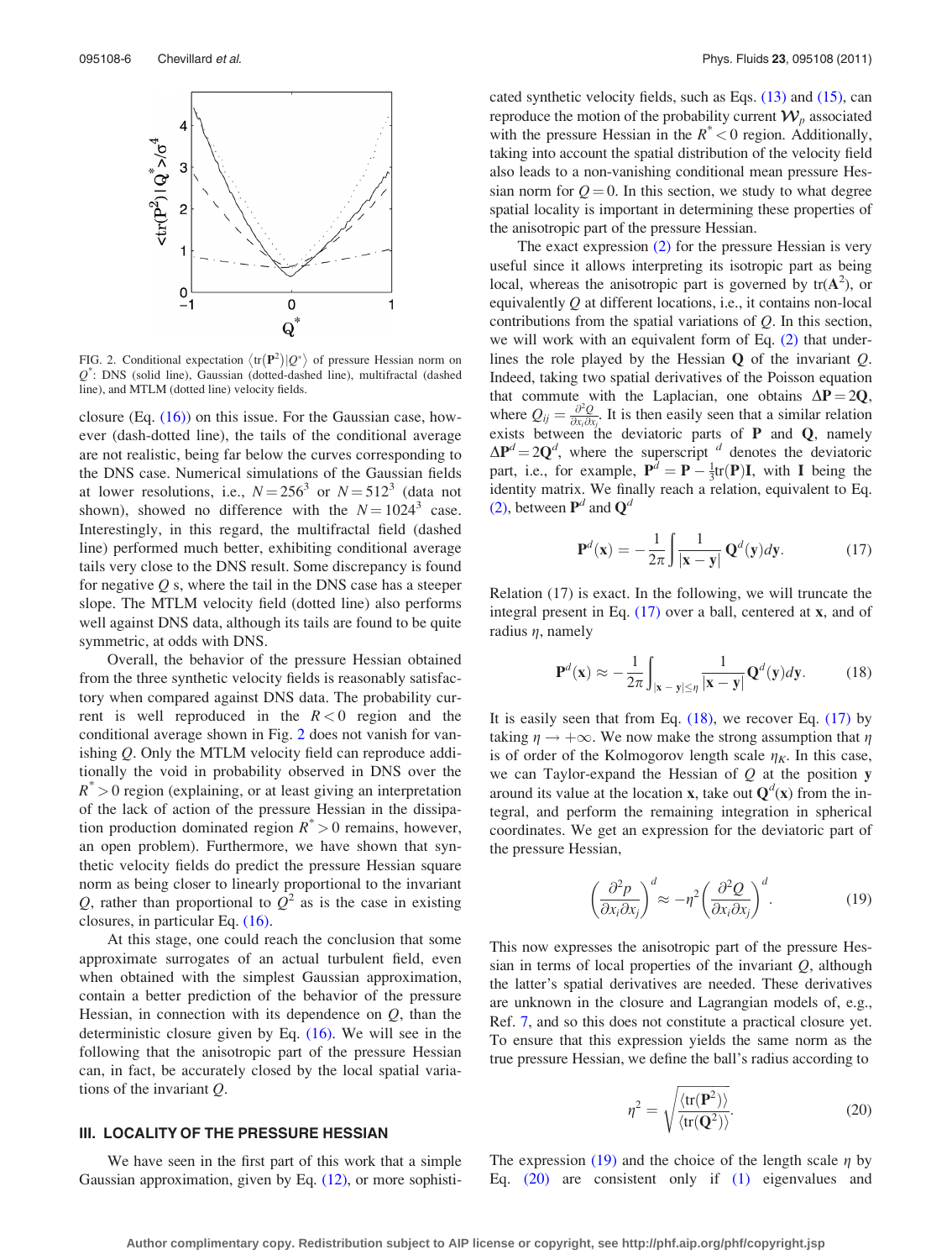FIG. 2. Conditional expectation $\langle \mathrm{tr}(\mathbf{P}^2)|Q^*\rangle$ of pressure Hessian norm on $Q^*$: DNS (solid line), Gaussian (dotted-dashed line), multifractal (dashed line), and MTLM (dotted line) velocity fields.

closure (Eq. (16)) on this issue. For the Gaussian case, however (dash-dotted line), the tails of the conditional average are not realistic, being far below the curves corresponding to the DNS case. Numerical simulations of the Gaussian fields at lower resolutions, i.e., $N = 256^3$ or $N = 512^3$ (data not shown), showed no difference with the $N = 1024^3$ case. Interestingly, in this regard, the multifractal field (dashed line) performed much better, exhibiting conditional average tails very close to the DNS result. Some discrepancy is found for negative $Q$ s, where the tail in the DNS case has a steeper slope. The MTLM velocity field (dotted line) also performs well against DNS data, although its tails are found to be quite symmetric, at odds with DNS.

Overall, the behavior of the pressure Hessian obtained from the three synthetic velocity fields is reasonably satisfactory when compared against DNS data. The probability current is well reproduced in the $R < 0$ region and the conditional average shown in Fig. 2 does not vanish for vanishing $Q$. Only the MTLM velocity field can reproduce additionally the void in probability observed in DNS over the $R^* > 0$ region (explaining, or at least giving an interpretation of the lack of action of the pressure Hessian in the dissipation production dominated region $R^* > 0$ remains, however, an open problem). Furthermore, we have shown that synthetic velocity fields do predict the pressure Hessian square norm as being closer to linearly proportional to the invariant $Q$, rather than proportional to $Q^2$ as is the case in existing closures, in particular Eq. (16).

At this stage, one could reach the conclusion that some approximate surrogates of an actual turbulent field, even when obtained with the simplest Gaussian approximation, contain a better prediction of the behavior of the pressure Hessian, in connection with its dependence on $Q$, than the deterministic closure given by Eq. (16). We will see in the following that the anisotropic part of the pressure Hessian can, in fact, be accurately closed by the local spatial variations of the invariant $Q$.

## III. LOCALITY OF THE PRESSURE HESSIAN

We have seen in the first part of this work that a simple Gaussian approximation, given by Eq. (12), or more sophisticated synthetic velocity fields, such as Eqs. (13) and (15), can reproduce the motion of the probability current $\mathcal{W}_p$ associated with the pressure Hessian in the $R^* < 0$ region. Additionally, taking into account the spatial distribution of the velocity field also leads to a non-vanishing conditional mean pressure Hessian norm for $Q = 0$. In this section, we study to what degree spatial locality is important in determining these properties of the anisotropic part of the pressure Hessian.

The exact expression (2) for the pressure Hessian is very useful since it allows interpreting its isotropic part as being local, whereas the anisotropic part is governed by $\mathrm{tr}(\mathbf{A}^2)$, or equivalently $Q$ at different locations, i.e., it contains non-local contributions from the spatial variations of $Q$. In this section, we will work with an equivalent form of Eq. (2) that underlines the role played by the Hessian $\mathbf{Q}$ of the invariant $Q$. Indeed, taking two spatial derivatives of the Poisson equation that commute with the Laplacian, one obtains $\Delta \mathbf{P} = 2\mathbf{Q}$, where $Q_{ij} = \frac{\partial^2 Q}{\partial x_i \partial x_j}$. It is then easily seen that a similar relation exists between the deviatoric parts of $\mathbf{P}$ and $\mathbf{Q}$, namely $\Delta \mathbf{P}^d = 2\mathbf{Q}^d$, where the superscript $^d$ denotes the deviatoric part, i.e., for example, $\mathbf{P}^d = \mathbf{P} - \frac{1}{3}\mathrm{tr}(\mathbf{P})\mathbf{I}$, with $\mathbf{I}$ being the identity matrix. We finally reach a relation, equivalent to Eq. (2), between $\mathbf{P}^d$ and $\mathbf{Q}^d$

$$\mathbf{P}^d(\mathbf{x}) = -\frac{1}{2\pi}\int \frac{1}{|\mathbf{x}-\mathbf{y}|}\mathbf{Q}^d(\mathbf{y})d\mathbf{y}. \tag{17}$$

Relation (17) is exact. In the following, we will truncate the integral present in Eq. (17) over a ball, centered at $\mathbf{x}$, and of radius $\eta$, namely

$$\mathbf{P}^d(\mathbf{x}) \approx -\frac{1}{2\pi}\int_{|\mathbf{x}-\mathbf{y}|\leq \eta} \frac{1}{|\mathbf{x}-\mathbf{y}|}\mathbf{Q}^d(\mathbf{y})d\mathbf{y}. \tag{18}$$

It is easily seen that from Eq. (18), we recover Eq. (17) by taking $\eta \to +\infty$. We now make the strong assumption that $\eta$ is of order of the Kolmogorov length scale $\eta_K$. In this case, we can Taylor-expand the Hessian of $Q$ at the position $\mathbf{y}$ around its value at the location $\mathbf{x}$, take out $\mathbf{Q}^d(\mathbf{x})$ from the integral, and perform the remaining integration in spherical coordinates. We get an expression for the deviatoric part of the pressure Hessian,

$$\left(\frac{\partial^2 p}{\partial x_i \partial x_j}\right)^d \approx -\eta^2 \left(\frac{\partial^2 Q}{\partial x_i \partial x_j}\right)^d. \tag{19}$$

This now expresses the anisotropic part of the pressure Hessian in terms of local properties of the invariant $Q$, although the latter's spatial derivatives are needed. These derivatives are unknown in the closure and Lagrangian models of, e.g., Ref. 7, and so this does not constitute a practical closure yet. To ensure that this expression yields the same norm as the true pressure Hessian, we define the ball's radius according to

$$\eta^2 = \sqrt{\frac{\langle \mathrm{tr}(\mathbf{P}^2)\rangle}{\langle \mathrm{tr}(\mathbf{Q}^2)\rangle}}. \tag{20}$$

The expression (19) and the choice of the length scale $\eta$ by Eq. (20) are consistent only if (1) eigenvalues and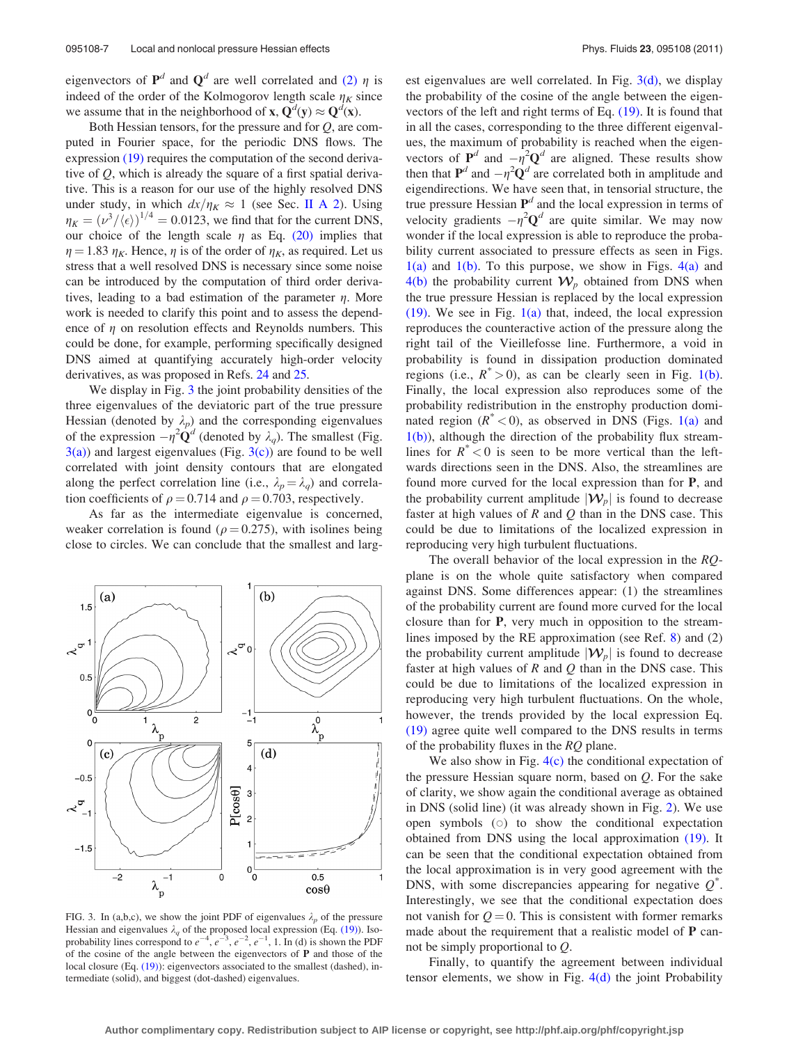eigenvectors of $\mathbf{P}^d$ and $\mathbf{Q}^d$ are well correlated and (2) $\eta$ is indeed of the order of the Kolmogorov length scale $\eta_K$ since we assume that in the neighborhood of $\mathbf{x}$, $\mathbf{Q}^d(\mathbf{y}) \approx \mathbf{Q}^d(\mathbf{x})$.

Both Hessian tensors, for the pressure and for $Q$, are computed in Fourier space, for the periodic DNS flows. The expression (19) requires the computation of the second derivative of $Q$, which is already the square of a first spatial derivative. This is a reason for our use of the highly resolved DNS under study, in which $dx/\eta_K \approx 1$ (see Sec. II A 2). Using $\eta_K = (\nu^3/\langle\epsilon\rangle)^{1/4} = 0.0123$, we find that for the current DNS, our choice of the length scale $\eta$ as Eq. (20) implies that $\eta = 1.83\ \eta_K$. Hence, $\eta$ is of the order of $\eta_K$, as required. Let us stress that a well resolved DNS is necessary since some noise can be introduced by the computation of third order derivatives, leading to a bad estimation of the parameter $\eta$. More work is needed to clarify this point and to assess the dependence of $\eta$ on resolution effects and Reynolds numbers. This could be done, for example, performing specifically designed DNS aimed at quantifying accurately high-order velocity derivatives, as was proposed in Refs. 24 and 25.

We display in Fig. 3 the joint probability densities of the three eigenvalues of the deviatoric part of the true pressure Hessian (denoted by $\lambda_p$) and the corresponding eigenvalues of the expression $-\eta^2\mathbf{Q}^d$ (denoted by $\lambda_q$). The smallest (Fig. 3(a)) and largest eigenvalues (Fig. 3(c)) are found to be well correlated with joint density contours that are elongated along the perfect correlation line (i.e., $\lambda_p = \lambda_q$) and correlation coefficients of $\rho = 0.714$ and $\rho = 0.703$, respectively.

As far as the intermediate eigenvalue is concerned, weaker correlation is found ($\rho = 0.275$), with isolines being close to circles. We can conclude that the smallest and largest eigenvalues are well correlated. In Fig. 3(d), we display the probability of the cosine of the angle between the eigenvectors of the left and right terms of Eq. (19). It is found that in all the cases, corresponding to the three different eigenvalues, the maximum of probability is reached when the eigenvectors of $\mathbf{P}^d$ and $-\eta^2\mathbf{Q}^d$ are aligned. These results show then that $\mathbf{P}^d$ and $-\eta^2\mathbf{Q}^d$ are correlated both in amplitude and eigendirections. We have seen that, in tensorial structure, the true pressure Hessian $\mathbf{P}^d$ and the local expression in terms of velocity gradients $-\eta^2\mathbf{Q}^d$ are quite similar. We may now wonder if the local expression is able to reproduce the probability current associated to pressure effects as seen in Figs. 1(a) and 1(b). To this purpose, we show in Figs. 4(a) and 4(b) the probability current $\mathcal{W}_p$ obtained from DNS when the true pressure Hessian is replaced by the local expression (19). We see in Fig. 1(a) that, indeed, the local expression reproduces the counteractive action of the pressure along the right tail of the Vieillefosse line. Furthermore, a void in probability is found in dissipation production dominated regions (i.e., $R^* > 0$), as can be clearly seen in Fig. 1(b). Finally, the local expression also reproduces some of the probability redistribution in the enstrophy production dominated region ($R^* < 0$), as observed in DNS (Figs. 1(a) and 1(b)), although the direction of the probability flux streamlines for $R^* < 0$ is seen to be more vertical than the leftwards directions seen in the DNS. Also, the streamlines are found more curved for the local expression than for $\mathbf{P}$, and the probability current amplitude $|\mathcal{W}_p|$ is found to decrease faster at high values of $R$ and $Q$ than in the DNS case. This could be due to limitations of the localized expression in reproducing very high turbulent fluctuations.

The overall behavior of the local expression in the $RQ$-plane is on the whole quite satisfactory when compared against DNS. Some differences appear: (1) the streamlines of the probability current are found more curved for the local closure than for $\mathbf{P}$, very much in opposition to the streamlines imposed by the RE approximation (see Ref. 8) and (2) the probability current amplitude $|\mathcal{W}_p|$ is found to decrease faster at high values of $R$ and $Q$ than in the DNS case. This could be due to limitations of the localized expression in reproducing very high turbulent fluctuations. On the whole, however, the trends provided by the local expression Eq. (19) agree quite well compared to the DNS results in terms of the probability fluxes in the $RQ$ plane.

We also show in Fig. 4(c) the conditional expectation of the pressure Hessian square norm, based on $Q$. For the sake of clarity, we show again the conditional average as obtained in DNS (solid line) (it was already shown in Fig. 2). We use open symbols (○) to show the conditional expectation obtained from DNS using the local approximation (19). It can be seen that the conditional expectation obtained from the local approximation is in very good agreement with the DNS, with some discrepancies appearing for negative $Q^*$. Interestingly, we see that the conditional expectation does not vanish for $Q = 0$. This is consistent with former remarks made about the requirement that a realistic model of $\mathbf{P}$ cannot be simply proportional to $Q$.

Finally, to quantify the agreement between individual tensor elements, we show in Fig. 4(d) the joint Probability

FIG. 3. In (a,b,c), we show the joint PDF of eigenvalues $\lambda_p$ of the pressure Hessian and eigenvalues $\lambda_q$ of the proposed local expression (Eq. (19)). Isoprobability lines correspond to $e^{-4}$, $e^{-3}$, $e^{-2}$, $e^{-1}$, 1. In (d) is shown the PDF of the cosine of the angle between the eigenvectors of $\mathbf{P}$ and those of the local closure (Eq. (19)): eigenvectors associated to the smallest (dashed), intermediate (solid), and biggest (dot-dashed) eigenvalues.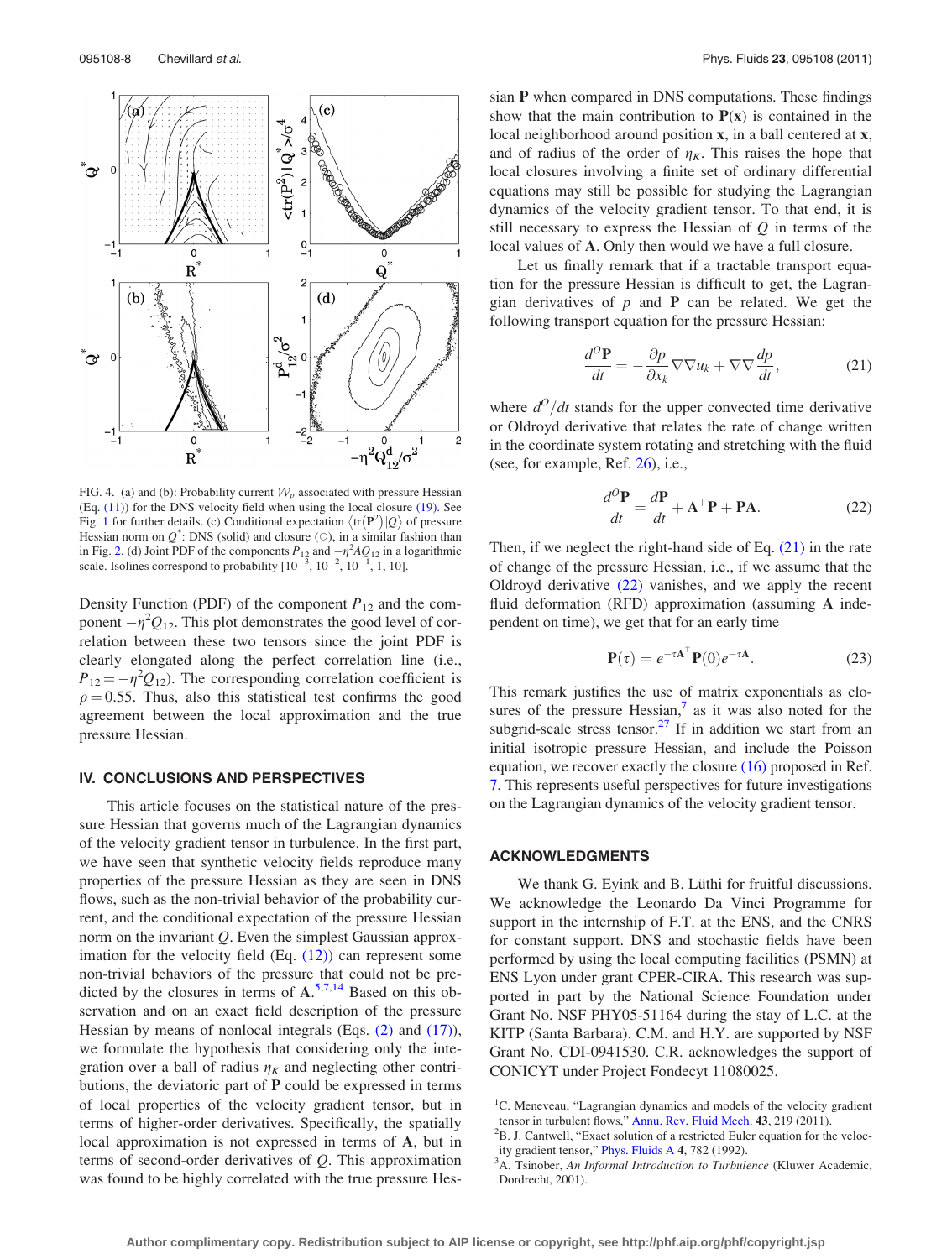FIG. 4. (a) and (b): Probability current $\mathcal{W}_p$ associated with pressure Hessian (Eq. (11)) for the DNS velocity field when using the local closure (19). See Fig. 1 for further details. (c) Conditional expectation $\langle \mathrm{tr}(\mathbf{P}^2)|Q\rangle$ of pressure Hessian norm on $Q^*$: DNS (solid) and closure (○), in a similar fashion than in Fig. 2. (d) Joint PDF of the components $P_{12}$ and $-\eta^2 AQ_{12}$ in a logarithmic scale. Isolines correspond to probability $[10^{-3}, 10^{-2}, 10^{-1}, 1, 10]$.

Density Function (PDF) of the component $P_{12}$ and the component $-\eta^2 Q_{12}$. This plot demonstrates the good level of correlation between these two tensors since the joint PDF is clearly elongated along the perfect correlation line (i.e., $P_{12} = -\eta^2 Q_{12}$). The corresponding correlation coefficient is $\rho = 0.55$. Thus, also this statistical test confirms the good agreement between the local approximation and the true pressure Hessian.

## IV. CONCLUSIONS AND PERSPECTIVES

This article focuses on the statistical nature of the pressure Hessian that governs much of the Lagrangian dynamics of the velocity gradient tensor in turbulence. In the first part, we have seen that synthetic velocity fields reproduce many properties of the pressure Hessian as they are seen in DNS flows, such as the non-trivial behavior of the probability current, and the conditional expectation of the pressure Hessian norm on the invariant $Q$. Even the simplest Gaussian approximation for the velocity field (Eq. (12)) can represent some non-trivial behaviors of the pressure that could not be predicted by the closures in terms of $\mathbf{A}$.[5,7,14] Based on this observation and on an exact field description of the pressure Hessian by means of nonlocal integrals (Eqs. (2) and (17)), we formulate the hypothesis that considering only the integration over a ball of radius $\eta_K$ and neglecting other contributions, the deviatoric part of $\mathbf{P}$ could be expressed in terms of local properties of the velocity gradient tensor, but in terms of higher-order derivatives. Specifically, the spatially local approximation is not expressed in terms of $\mathbf{A}$, but in terms of second-order derivatives of $Q$. This approximation was found to be highly correlated with the true pressure Hessian $\mathbf{P}$ when compared in DNS computations. These findings show that the main contribution to $\mathbf{P}(\mathbf{x})$ is contained in the local neighborhood around position $\mathbf{x}$, in a ball centered at $\mathbf{x}$, and of radius of the order of $\eta_K$. This raises the hope that local closures involving a finite set of ordinary differential equations may still be possible for studying the Lagrangian dynamics of the velocity gradient tensor. To that end, it is still necessary to express the Hessian of $Q$ in terms of the local values of $\mathbf{A}$. Only then would we have a full closure.

Let us finally remark that if a tractable transport equation for the pressure Hessian is difficult to get, the Lagrangian derivatives of $p$ and $\mathbf{P}$ can be related. We get the following transport equation for the pressure Hessian:

$$\frac{d^O \mathbf{P}}{dt} = -\frac{\partial p}{\partial x_k} \nabla\nabla u_k + \nabla\nabla \frac{dp}{dt}, \tag{21}$$

where $d^O/dt$ stands for the upper convected time derivative or Oldroyd derivative that relates the rate of change written in the coordinate system rotating and stretching with the fluid (see, for example, Ref. 26), i.e.,

$$\frac{d^O \mathbf{P}}{dt} = \frac{d\mathbf{P}}{dt} + \mathbf{A}^\top \mathbf{P} + \mathbf{P}\mathbf{A}. \tag{22}$$

Then, if we neglect the right-hand side of Eq. (21) in the rate of change of the pressure Hessian, i.e., if we assume that the Oldroyd derivative (22) vanishes, and we apply the recent fluid deformation (RFD) approximation (assuming $\mathbf{A}$ independent on time), we get that for an early time

$$\mathbf{P}(\tau) = e^{-\tau \mathbf{A}^\top} \mathbf{P}(0) e^{-\tau \mathbf{A}}. \tag{23}$$

This remark justifies the use of matrix exponentials as closures of the pressure Hessian,[7] as it was also noted for the subgrid-scale stress tensor.[27] If in addition we start from an initial isotropic pressure Hessian, and include the Poisson equation, we recover exactly the closure (16) proposed in Ref. 7. This represents useful perspectives for future investigations on the Lagrangian dynamics of the velocity gradient tensor.

## ACKNOWLEDGMENTS

We thank G. Eyink and B. Lüthi for fruitful discussions. We acknowledge the Leonardo Da Vinci Programme for support in the internship of F.T. at the ENS, and the CNRS for constant support. DNS and stochastic fields have been performed by using the local computing facilities (PSMN) at ENS Lyon under grant CPER-CIRA. This research was supported in part by the National Science Foundation under Grant No. NSF PHY05-51164 during the stay of L.C. at the KITP (Santa Barbara). C.M. and H.Y. are supported by NSF Grant No. CDI-0941530. C.R. acknowledges the support of CONICYT under Project Fondecyt 11080025.

[1] C. Meneveau, "Lagrangian dynamics and models of the velocity gradient tensor in turbulent flows," Annu. Rev. Fluid Mech. **43**, 219 (2011).

[2] B. J. Cantwell, "Exact solution of a restricted Euler equation for the velocity gradient tensor," Phys. Fluids A **4**, 782 (1992).

[3] A. Tsinober, *An Informal Introduction to Turbulence* (Kluwer Academic, Dordrecht, 2001).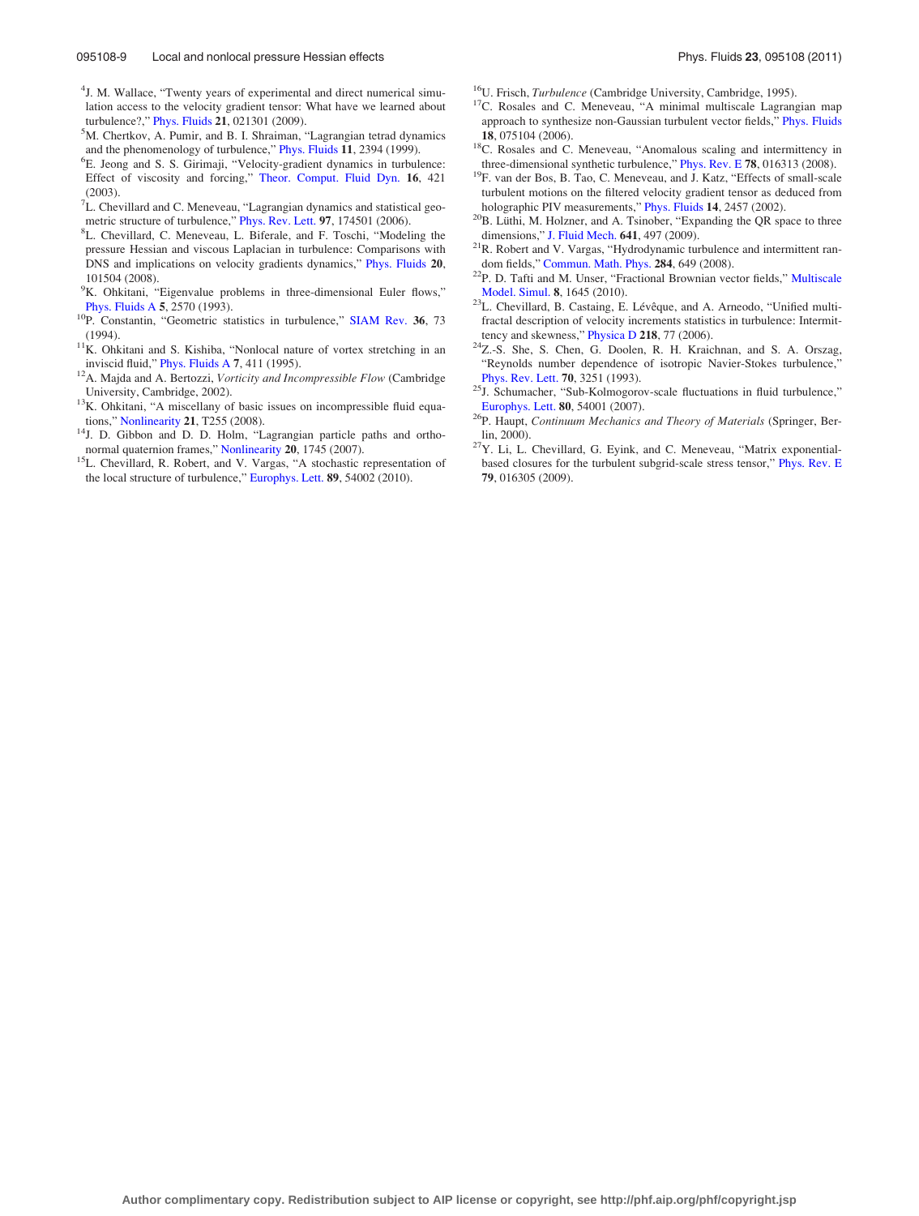[4] J. M. Wallace, "Twenty years of experimental and direct numerical simulation access to the velocity gradient tensor: What have we learned about turbulence?," Phys. Fluids **21**, 021301 (2009).

[5] M. Chertkov, A. Pumir, and B. I. Shraiman, "Lagrangian tetrad dynamics and the phenomenology of turbulence," Phys. Fluids **11**, 2394 (1999).

[6] E. Jeong and S. S. Girimaji, "Velocity-gradient dynamics in turbulence: Effect of viscosity and forcing," Theor. Comput. Fluid Dyn. **16**, 421 (2003).

[7] L. Chevillard and C. Meneveau, "Lagrangian dynamics and statistical geometric structure of turbulence," Phys. Rev. Lett. **97**, 174501 (2006).

[8] L. Chevillard, C. Meneveau, L. Biferale, and F. Toschi, "Modeling the pressure Hessian and viscous Laplacian in turbulence: Comparisons with DNS and implications on velocity gradients dynamics," Phys. Fluids **20**, 101504 (2008).

[9] K. Ohkitani, "Eigenvalue problems in three-dimensional Euler flows," Phys. Fluids A **5**, 2570 (1993).

[10] P. Constantin, "Geometric statistics in turbulence," SIAM Rev. **36**, 73 (1994).

[11] K. Ohkitani and S. Kishiba, "Nonlocal nature of vortex stretching in an inviscid fluid," Phys. Fluids A **7**, 411 (1995).

[12] A. Majda and A. Bertozzi, *Vorticity and Incompressible Flow* (Cambridge University, Cambridge, 2002).

[13] K. Ohkitani, "A miscellany of basic issues on incompressible fluid equations," Nonlinearity **21**, T255 (2008).

[14] J. D. Gibbon and D. D. Holm, "Lagrangian particle paths and orthonormal quaternion frames," Nonlinearity **20**, 1745 (2007).

[15] L. Chevillard, R. Robert, and V. Vargas, "A stochastic representation of the local structure of turbulence," Europhys. Lett. **89**, 54002 (2010).

[16] U. Frisch, *Turbulence* (Cambridge University, Cambridge, 1995).

[17] C. Rosales and C. Meneveau, "A minimal multiscale Lagrangian map approach to synthesize non-Gaussian turbulent vector fields," Phys. Fluids **18**, 075104 (2006).

[18] C. Rosales and C. Meneveau, "Anomalous scaling and intermittency in three-dimensional synthetic turbulence," Phys. Rev. E **78**, 016313 (2008).

[19] F. van der Bos, B. Tao, C. Meneveau, and J. Katz, "Effects of small-scale turbulent motions on the filtered velocity gradient tensor as deduced from holographic PIV measurements," Phys. Fluids **14**, 2457 (2002).

[20] B. Lüthi, M. Holzner, and A. Tsinober, "Expanding the QR space to three dimensions," J. Fluid Mech. **641**, 497 (2009).

[21] R. Robert and V. Vargas, "Hydrodynamic turbulence and intermittent random fields," Commun. Math. Phys. **284**, 649 (2008).

[22] P. D. Tafti and M. Unser, "Fractional Brownian vector fields," Multiscale Model. Simul. **8**, 1645 (2010).

[23] L. Chevillard, B. Castaing, E. Lévêque, and A. Arneodo, "Unified multifractal description of velocity increments statistics in turbulence: Intermittency and skewness," Physica D **218**, 77 (2006).

[24] Z.-S. She, S. Chen, G. Doolen, R. H. Kraichnan, and S. A. Orszag, "Reynolds number dependence of isotropic Navier-Stokes turbulence," Phys. Rev. Lett. **70**, 3251 (1993).

[25] J. Schumacher, "Sub-Kolmogorov-scale fluctuations in fluid turbulence," Europhys. Lett. **80**, 54001 (2007).

[26] P. Haupt, *Continuum Mechanics and Theory of Materials* (Springer, Berlin, 2000).

[27] Y. Li, L. Chevillard, G. Eyink, and C. Meneveau, "Matrix exponential-based closures for the turbulent subgrid-scale stress tensor," Phys. Rev. E **79**, 016305 (2009).